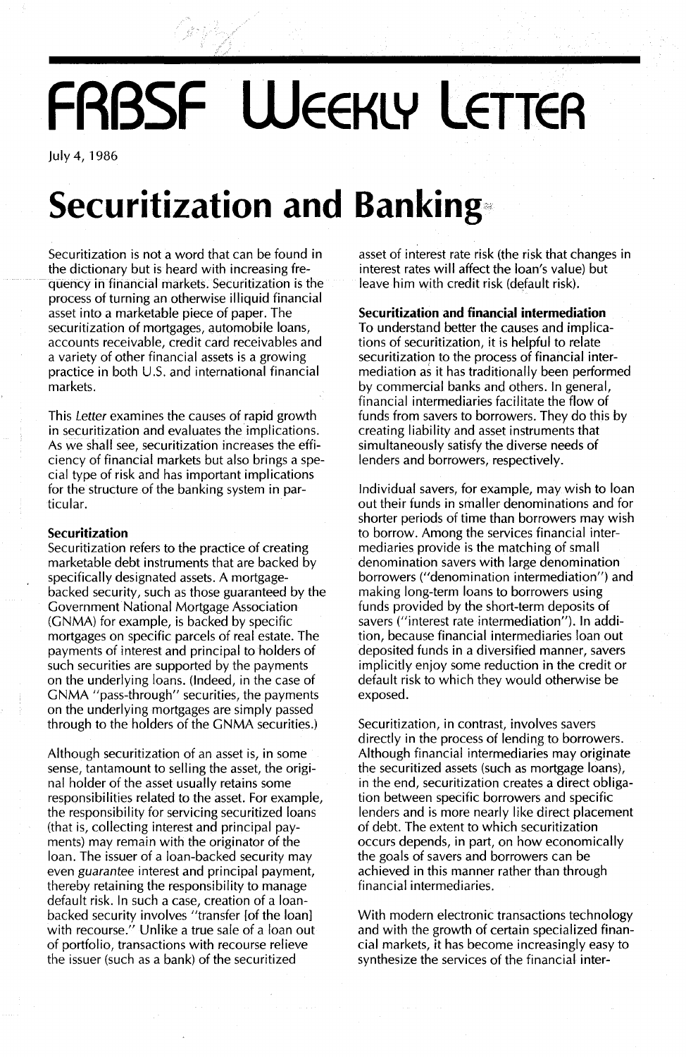# FRBSF Weekly Letter

July 4, 1986

# Securitization and Banking

Securitization is not a word that can be found in the dictionary but is heard with increasing frequency in financial markets. Securitization is the process of turning an otherwise illiquid financial asset into a marketable piece of paper. The securitization of mortgages, automobile loans, accounts receivable, credit card receivables and a variety of other financial assets is a growing practice in both U.S. and international financial markets.

This *Letter* examines the causes of rapid growth in securitization and evaluates the implications. As we shall see, securitization increases the efficiency of financial markets but also brings a special type of risk and has important implications for the structure of the banking system in particular.

**Securitization**

Securitization refers to the practice of creating marketable debt instruments that are backed by specifically designated assets. A mortgage-backed security, such as those guaranteed by the Government National Mortgage Association (GNMA) for example, is backed by specific mortgages on specific parcels of real estate. The payments of interest and principal to holders of such securities are supported by the payments on the underlying loans. (Indeed, in the case of GNMA "pass-through" securities, the payments on the underlying mortgages are simply passed through to the holders of the GNMA securities.)

Although securitization of an asset is, in some sense, tantamount to selling the asset, the original holder of the asset usually retains some responsibilities related to the asset. For example, the responsibility for servicing securitized loans (that is, collecting interest and principal payments) may remain with the originator of the loan. The issuer of a loan-backed security may even *guarantee* interest and principal payment, thereby retaining the responsibility to manage default risk. In such a case, creation of a loan-backed security involves "transfer [of the loan] with recourse." Unlike a true sale of a loan out of portfolio, transactions with recourse relieve the issuer (such as a bank) of the securitized asset of interest rate risk (the risk that changes in interest rates will affect the loan's value) but leave him with credit risk (default risk).

**Securitization and financial intermediation**

To understand better the causes and implications of securitization, it is helpful to relate securitization to the process of financial intermediation as it has traditionally been performed by commercial banks and others. In general, financial intermediaries facilitate the flow of funds from savers to borrowers. They do this by creating liability and asset instruments that simultaneously satisfy the diverse needs of lenders and borrowers, respectively.

Individual savers, for example, may wish to loan out their funds in smaller denominations and for shorter periods of time than borrowers may wish to borrow. Among the services financial intermediaries provide is the matching of small denomination savers with large denomination borrowers ("denomination intermediation") and making long-term loans to borrowers using funds provided by the short-term deposits of savers ("interest rate intermediation"). In addition, because financial intermediaries loan out deposited funds in a diversified manner, savers implicitly enjoy some reduction in the credit or default risk to which they would otherwise be exposed.

Securitization, in contrast, involves savers directly in the process of lending to borrowers. Although financial intermediaries may originate the securitized assets (such as mortgage loans), in the end, securitization creates a direct obligation between specific borrowers and specific lenders and is more nearly like direct placement of debt. The extent to which securitization occurs depends, in part, on how economically the goals of savers and borrowers can be achieved in this manner rather than through financial intermediaries.

With modern electronic transactions technology and with the growth of certain specialized financial markets, it has become increasingly easy to synthesize the services of the financial inter-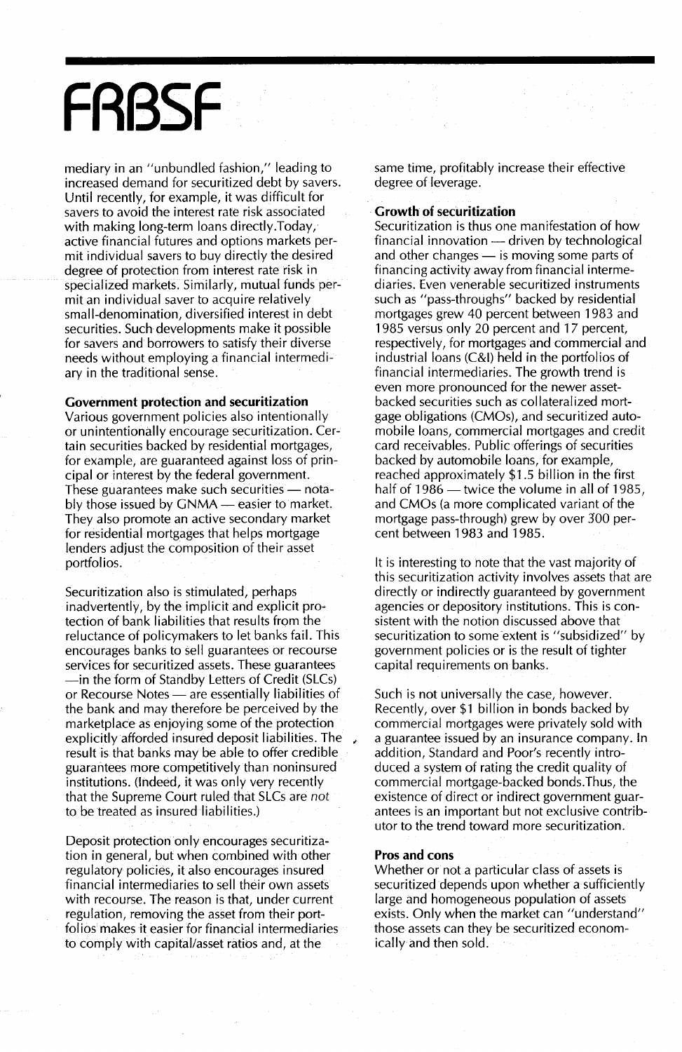mediary in an "unbundled fashion," leading to increased demand for securitized debt by savers. Until recently, for example, it was difficult for savers to avoid the interest rate risk associated with making long-term loans directly. Today, active financial futures and options markets permit individual savers to buy directly the desired degree of protection from interest rate risk in specialized markets. Similarly, mutual funds permit an individual saver to acquire relatively small-denomination, diversified interest in debt securities. Such developments make it possible for savers and borrowers to satisfy their diverse needs without employing a financial intermediary in the traditional sense.

**Government protection and securitization**

Various government policies also intentionally or unintentionally encourage securitization. Certain securities backed by residential mortgages, for example, are guaranteed against loss of principal or interest by the federal government. These guarantees make such securities — notably those issued by GNMA — easier to market. They also promote an active secondary market for residential mortgages that helps mortgage lenders adjust the composition of their asset portfolios.

Securitization also is stimulated, perhaps inadvertently, by the implicit and explicit protection of bank liabilities that results from the reluctance of policymakers to let banks fail. This encourages banks to sell guarantees or recourse services for securitized assets. These guarantees —in the form of Standby Letters of Credit (SLCs) or Recourse Notes — are essentially liabilities of the bank and may therefore be perceived by the marketplace as enjoying some of the protection explicitly afforded insured deposit liabilities. The result is that banks may be able to offer credible guarantees more competitively than noninsured institutions. (Indeed, it was only very recently that the Supreme Court ruled that SLCs are *not* to be treated as insured liabilities.)

Deposit protection only encourages securitization in general, but when combined with other regulatory policies, it also encourages insured financial intermediaries to sell their own assets with recourse. The reason is that, under current regulation, removing the asset from their portfolios makes it easier for financial intermediaries to comply with capital/asset ratios and, at the same time, profitably increase their effective degree of leverage.

**Growth of securitization**

Securitization is thus one manifestation of how financial innovation — driven by technological and other changes — is moving some parts of financing activity away from financial intermediaries. Even venerable securitized instruments such as "pass-throughs" backed by residential mortgages grew 40 percent between 1983 and 1985 versus only 20 percent and 17 percent, respectively, for mortgages and commercial and industrial loans (C&I) held in the portfolios of financial intermediaries. The growth trend is even more pronounced for the newer asset-backed securities such as collateralized mortgage obligations (CMOs), and securitized automobile loans, commercial mortgages and credit card receivables. Public offerings of securities backed by automobile loans, for example, reached approximately $1.5 billion in the first half of 1986 — twice the volume in all of 1985, and CMOs (a more complicated variant of the mortgage pass-through) grew by over 300 percent between 1983 and 1985.

It is interesting to note that the vast majority of this securitization activity involves assets that are directly or indirectly guaranteed by government agencies or depository institutions. This is consistent with the notion discussed above that securitization to some extent is "subsidized" by government policies or is the result of tighter capital requirements on banks.

Such is not universally the case, however. Recently, over $1 billion in bonds backed by commercial mortgages were privately sold with a guarantee issued by an insurance company. In addition, Standard and Poor's recently introduced a system of rating the credit quality of commercial mortgage-backed bonds. Thus, the existence of direct or indirect government guarantees is an important but not exclusive contributor to the trend toward more securitization.

**Pros and cons**

Whether or not a particular class of assets is securitized depends upon whether a sufficiently large and homogeneous population of assets exists. Only when the market can "understand" those assets can they be securitized economically and then sold.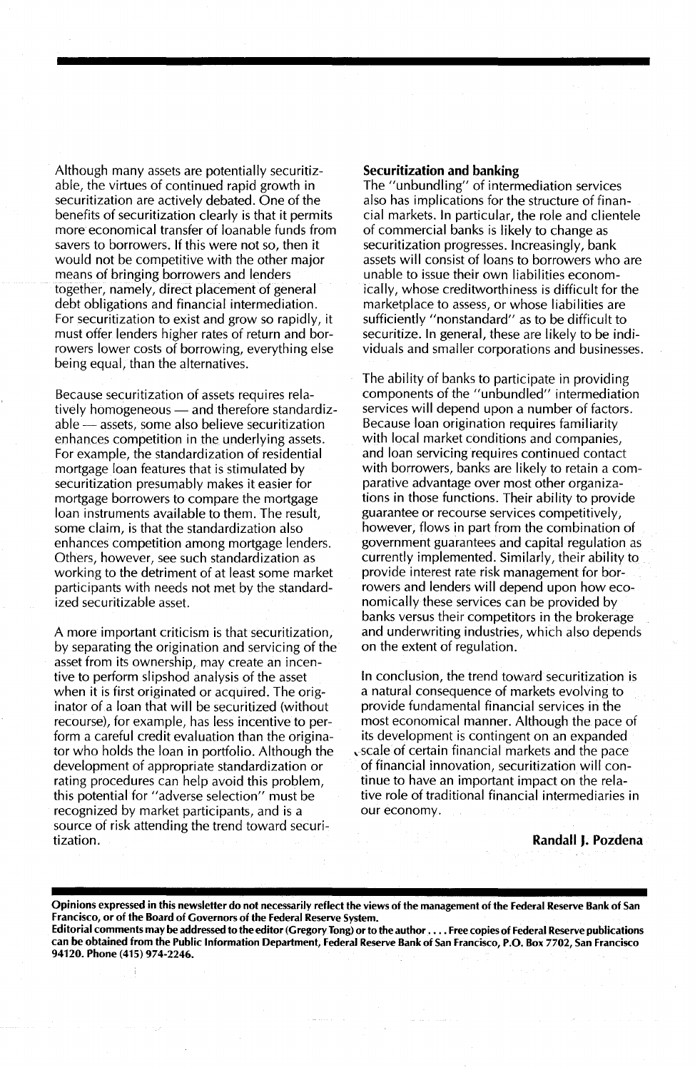Although many assets are potentially securitizable, the virtues of continued rapid growth in securitization are actively debated. One of the benefits of securitization clearly is that it permits more economical transfer of loanable funds from savers to borrowers. If this were not so, then it would not be competitive with the other major means of bringing borrowers and lenders together, namely, direct placement of general debt obligations and financial intermediation. For securitization to exist and grow so rapidly, it must offer lenders higher rates of return and borrowers lower costs of borrowing, everything else being equal, than the alternatives.

Because securitization of assets requires relatively homogeneous — and therefore standardizable — assets, some also believe securitization enhances competition in the underlying assets. For example, the standardization of residential mortgage loan features that is stimulated by securitization presumably makes it easier for mortgage borrowers to compare the mortgage loan instruments available to them. The result, some claim, is that the standardization also enhances competition among mortgage lenders. Others, however, see such standardization as working to the detriment of at least some market participants with needs not met by the standardized securitizable asset.

A more important criticism is that securitization, by separating the origination and servicing of the asset from its ownership, may create an incentive to perform slipshod analysis of the asset when it is first originated or acquired. The originator of a loan that will be securitized (without recourse), for example, has less incentive to perform a careful credit evaluation than the originator who holds the loan in portfolio. Although the development of appropriate standardization or rating procedures can help avoid this problem, this potential for "adverse selection" must be recognized by market participants, and is a source of risk attending the trend toward securitization.

**Securitization and banking**

The "unbundling" of intermediation services also has implications for the structure of financial markets. In particular, the role and clientele of commercial banks is likely to change as securitization progresses. Increasingly, bank assets will consist of loans to borrowers who are unable to issue their own liabilities economically, whose creditworthiness is difficult for the marketplace to assess, or whose liabilities are sufficiently "nonstandard" as to be difficult to securitize. In general, these are likely to be individuals and smaller corporations and businesses.

The ability of banks to participate in providing components of the "unbundled" intermediation services will depend upon a number of factors. Because loan origination requires familiarity with local market conditions and companies, and loan servicing requires continued contact with borrowers, banks are likely to retain a comparative advantage over most other organizations in those functions. Their ability to provide guarantee or recourse services competitively, however, flows in part from the combination of government guarantees and capital regulation as currently implemented. Similarly, their ability to provide interest rate risk management for borrowers and lenders will depend upon how economically these services can be provided by banks versus their competitors in the brokerage and underwriting industries, which also depends on the extent of regulation.

In conclusion, the trend toward securitization is a natural consequence of markets evolving to provide fundamental financial services in the most economical manner. Although the pace of its development is contingent on an expanded scale of certain financial markets and the pace of financial innovation, securitization will continue to have an important impact on the relative role of traditional financial intermediaries in our economy.

**Randall J. Pozdena**

**Opinions expressed in this newsletter do not necessarily reflect the views of the management of the Federal Reserve Bank of San Francisco, or of the Board of Governors of the Federal Reserve System.**

**Editorial comments may be addressed to the editor (Gregory Tong) or to the author .... Free copies of Federal Reserve publications can be obtained from the Public Information Department, Federal Reserve Bank of San Francisco, P.O. Box 7702, San Francisco 94120. Phone (415) 974-2246.**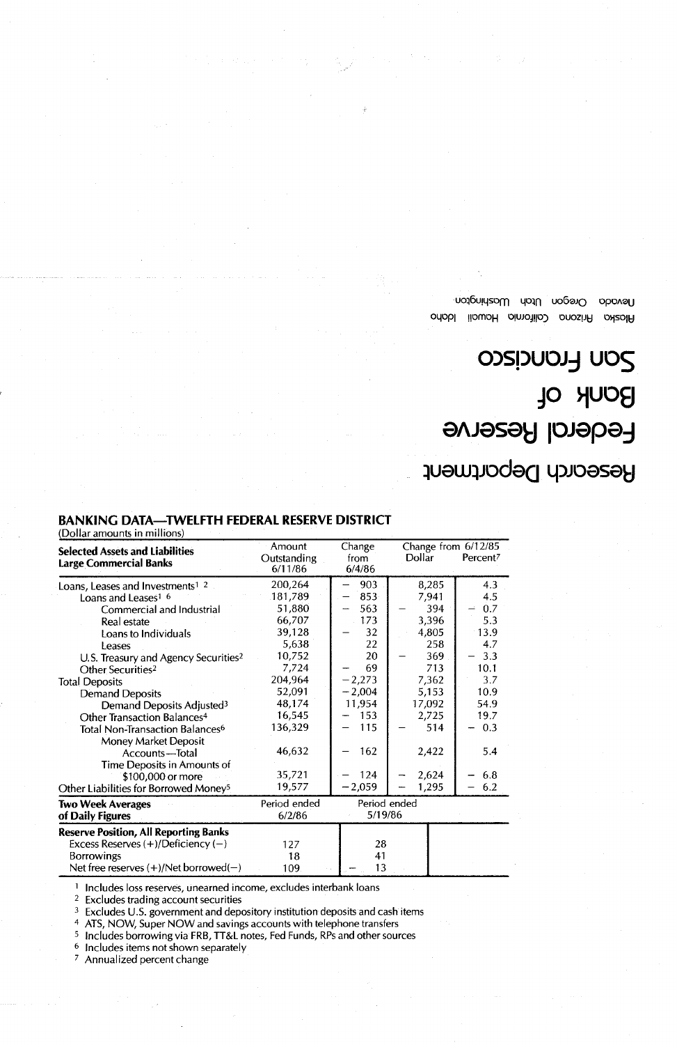Research Department

Federal Reserve

Bank of

San Francisco

Alaska Arizona California Hawaii Idaho
Nevada Oregon Utah Washington

## BANKING DATA—TWELFTH FEDERAL RESERVE DISTRICT

(Dollar amounts in millions)

| Selected Assets and Liabilities Large Commercial Banks | Amount Outstanding 6/11/86 | Change from 6/4/86 | Change from 6/12/85 Dollar | Percent[7] |
|---|---|---|---|---|
| Loans, Leases and Investments[1 2] | 200,264 | − 903 | 8,285 | 4.3 |
| Loans and Leases[1 6] | 181,789 | − 853 | 7,941 | 4.5 |
| Commercial and Industrial | 51,880 | − 563 | − 394 | − 0.7 |
| Real estate | 66,707 | 173 | 3,396 | 5.3 |
| Loans to Individuals | 39,128 | − 32 | 4,805 | 13.9 |
| Leases | 5,638 | 22 | 258 | 4.7 |
| U.S. Treasury and Agency Securities[2] | 10,752 | 20 | − 369 | − 3.3 |
| Other Securities[2] | 7,724 | − 69 | 713 | 10.1 |
| Total Deposits | 204,964 | −2,273 | 7,362 | 3.7 |
| Demand Deposits | 52,091 | −2,004 | 5,153 | 10.9 |
| Demand Deposits Adjusted[3] | 48,174 | 11,954 | 17,092 | 54.9 |
| Other Transaction Balances[4] | 16,545 | − 153 | 2,725 | 19.7 |
| Total Non-Transaction Balances[6] | 136,329 | − 115 | − 514 | − 0.3 |
| Money Market Deposit Accounts—Total | 46,632 | − 162 | 2,422 | 5.4 |
| Time Deposits in Amounts of $100,000 or more | 35,721 | − 124 | − 2,624 | − 6.8 |
| Other Liabilities for Borrowed Money[5] | 19,577 | −2,059 | − 1,295 | − 6.2 |
| **Two Week Averages of Daily Figures** | Period ended 6/2/86 | Period ended 5/19/86 | | |
| **Reserve Position, All Reporting Banks** | | | | |
| Excess Reserves (+)/Deficiency (−) | 127 | 28 | | |
| Borrowings | 18 | 41 | | |
| Net free reserves (+)/Net borrowed(−) | 109 | − 13 | | |

[1] Includes loss reserves, unearned income, excludes interbank loans
[2] Excludes trading account securities
[3] Excludes U.S. government and depository institution deposits and cash items
[4] ATS, NOW, Super NOW and savings accounts with telephone transfers
[5] Includes borrowing via FRB, TT&L notes, Fed Funds, RPs and other sources
[6] Includes items not shown separately
[7] Annualized percent change